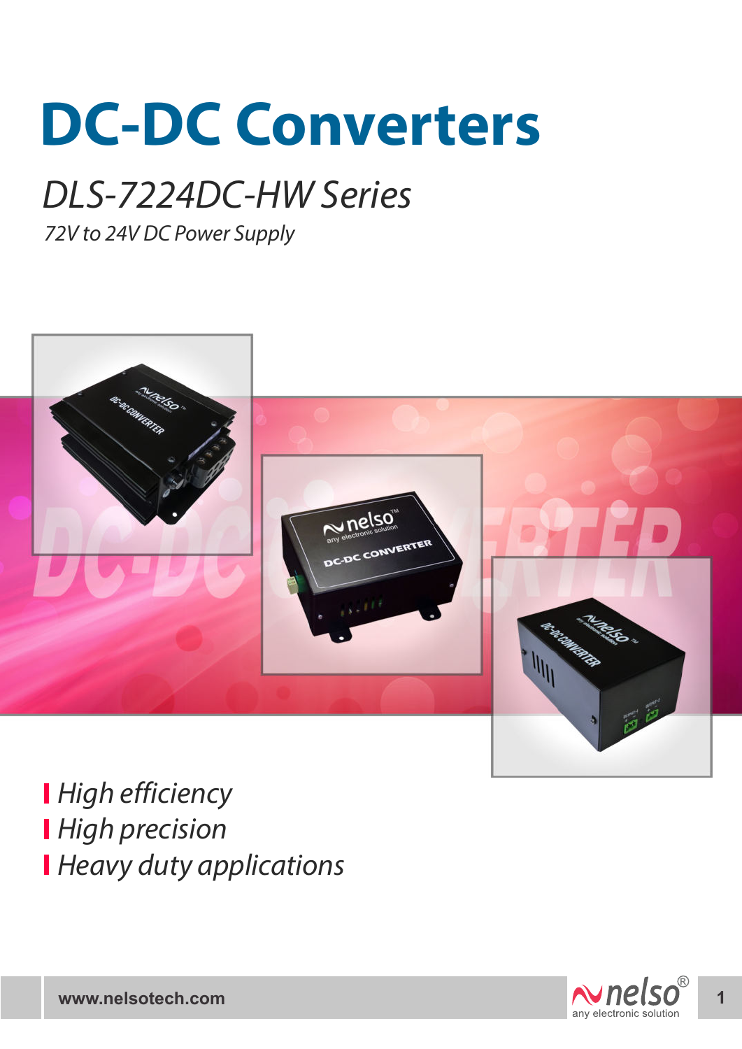# DC-DC Converters

## *DLS-7224DC-HW Series*

*72V to 24V DC Power Supply*

- *High efficiency*
- *High precision*
- *Heavy duty applications*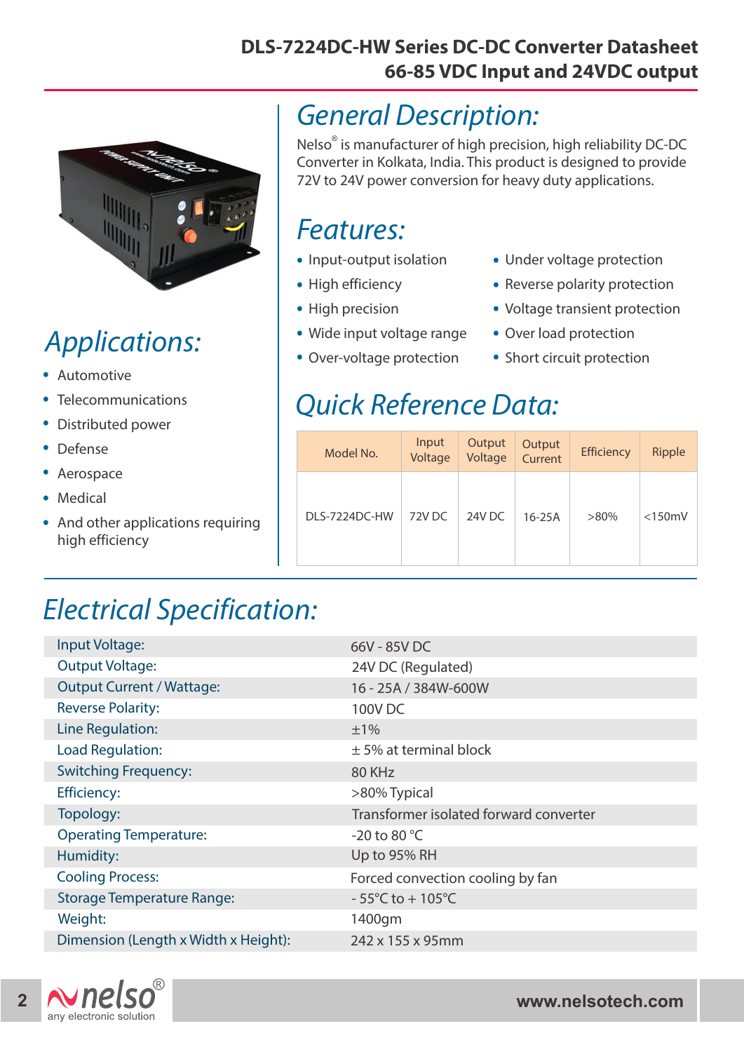# DLS-7224DC-HW Series DC-DC Converter Datasheet
## 66-85 VDC Input and 24VDC output

## General Description:

Nelso® is manufacturer of high precision, high reliability DC-DC Converter in Kolkata, India. This product is designed to provide 72V to 24V power conversion for heavy duty applications.

## Features:

- Input-output isolation
- High efficiency
- High precision
- Wide input voltage range
- Over-voltage protection
- Under voltage protection
- Reverse polarity protection
- Voltage transient protection
- Over load protection
- Short circuit protection

## Applications:

- Automotive
- Telecommunications
- Distributed power
- Defense
- Aerospace
- Medical
- And other applications requiring high efficiency

## Quick Reference Data:

| Model No. | Input Voltage | Output Voltage | Output Current | Efficiency | Ripple |
|---|---|---|---|---|---|
| DLS-7224DC-HW | 72V DC | 24V DC | 16-25A | >80% | <150mV |

## Electrical Specification:

| | |
|---|---|
| Input Voltage: | 66V - 85V DC |
| Output Voltage: | 24V DC (Regulated) |
| Output Current / Wattage: | 16 - 25A / 384W-600W |
| Reverse Polarity: | 100V DC |
| Line Regulation: | ±1% |
| Load Regulation: | ± 5% at terminal block |
| Switching Frequency: | 80 KHz |
| Efficiency: | >80% Typical |
| Topology: | Transformer isolated forward converter |
| Operating Temperature: | -20 to 80 °C |
| Humidity: | Up to 95% RH |
| Cooling Process: | Forced convection cooling by fan |
| Storage Temperature Range: | - 55°C to + 105°C |
| Weight: | 1400gm |
| Dimension (Length x Width x Height): | 242 x 155 x 95mm |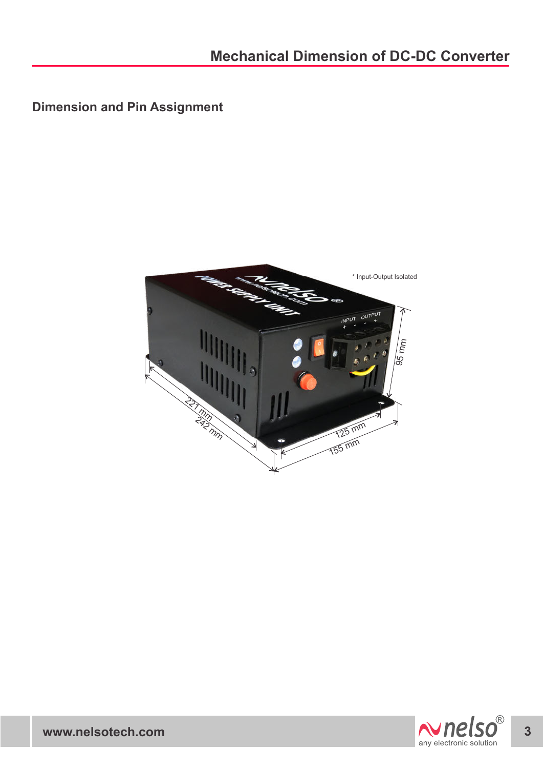# Mechanical Dimension of DC-DC Converter

## Dimension and Pin Assignment

* Input-Output Isolated

INPUT + -

OUTPUT - +

95 mm

221 mm

242 mm

125 mm

155 mm